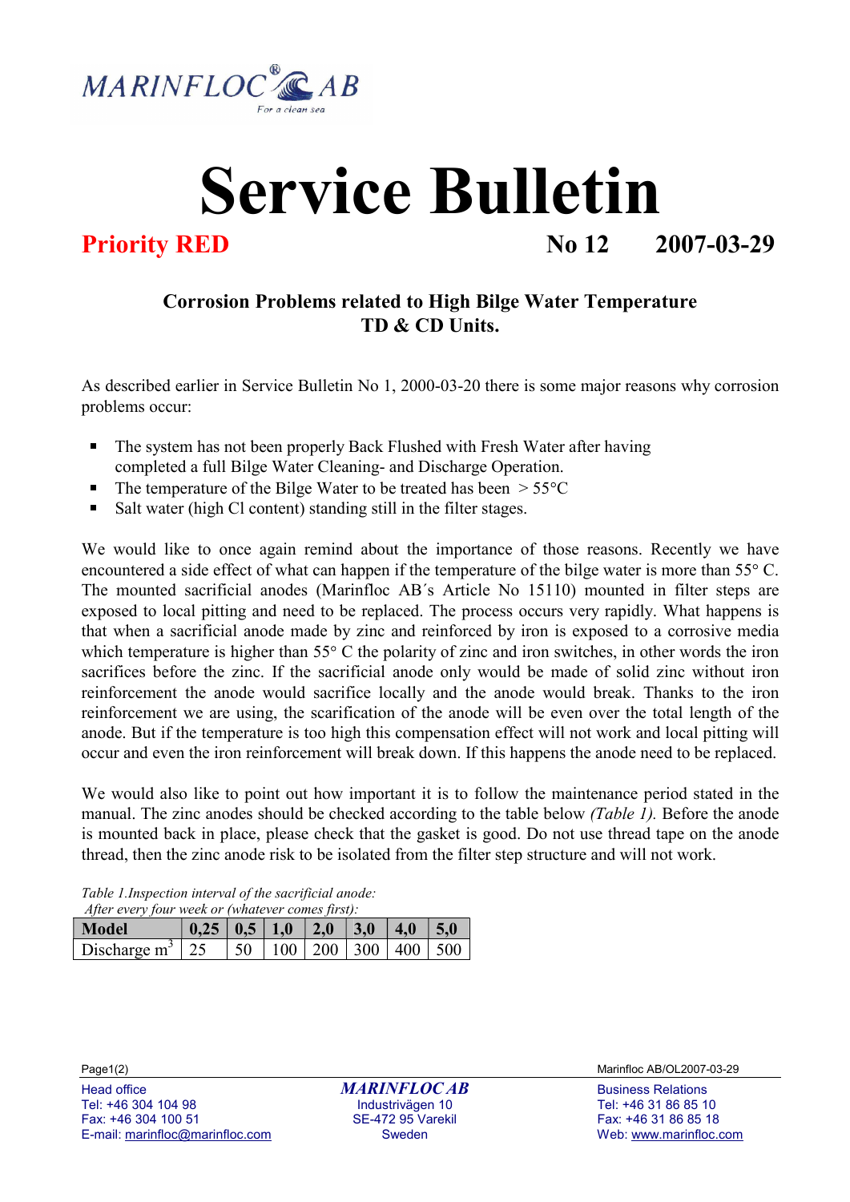MARINFLOC® AB

For a clean sea

# Service Bulletin

**Priority RED** **No 12 2007-03-29**

## Corrosion Problems related to High Bilge Water Temperature TD & CD Units.

As described earlier in Service Bulletin No 1, 2000-03-20 there is some major reasons why corrosion problems occur:

- The system has not been properly Back Flushed with Fresh Water after having completed a full Bilge Water Cleaning- and Discharge Operation.
- The temperature of the Bilge Water to be treated has been > 55°C
- Salt water (high Cl content) standing still in the filter stages.

We would like to once again remind about the importance of those reasons. Recently we have encountered a side effect of what can happen if the temperature of the bilge water is more than 55° C. The mounted sacrificial anodes (Marinfloc AB´s Article No 15110) mounted in filter steps are exposed to local pitting and need to be replaced. The process occurs very rapidly. What happens is that when a sacrificial anode made by zinc and reinforced by iron is exposed to a corrosive media which temperature is higher than 55° C the polarity of zinc and iron switches, in other words the iron sacrifices before the zinc. If the sacrificial anode only would be made of solid zinc without iron reinforcement the anode would sacrifice locally and the anode would break. Thanks to the iron reinforcement we are using, the scarification of the anode will be even over the total length of the anode. But if the temperature is too high this compensation effect will not work and local pitting will occur and even the iron reinforcement will break down. If this happens the anode need to be replaced.

We would also like to point out how important it is to follow the maintenance period stated in the manual. The zinc anodes should be checked according to the table below *(Table 1).* Before the anode is mounted back in place, please check that the gasket is good. Do not use thread tape on the anode thread, then the zinc anode risk to be isolated from the filter step structure and will not work.

*Table 1.Inspection interval of the sacrificial anode:*
*After every four week or (whatever comes first):*

| Model | 0,25 | 0,5 | 1,0 | 2,0 | 3,0 | 4,0 | 5,0 |
|---|---|---|---|---|---|---|---|
| Discharge $m^3$ | 25 | 50 | 100 | 200 | 300 | 400 | 500 |

Marinfloc AB/OL2007-03-29

Head office
Tel: +46 304 104 98
Fax: +46 304 100 51
E-mail: marinfloc@marinfloc.com

MARINFLOC AB
Industrivägen 10
SE-472 95 Varekil
Sweden

Business Relations
Tel: +46 31 86 85 10
Fax: +46 31 86 85 18
Web: www.marinfloc.com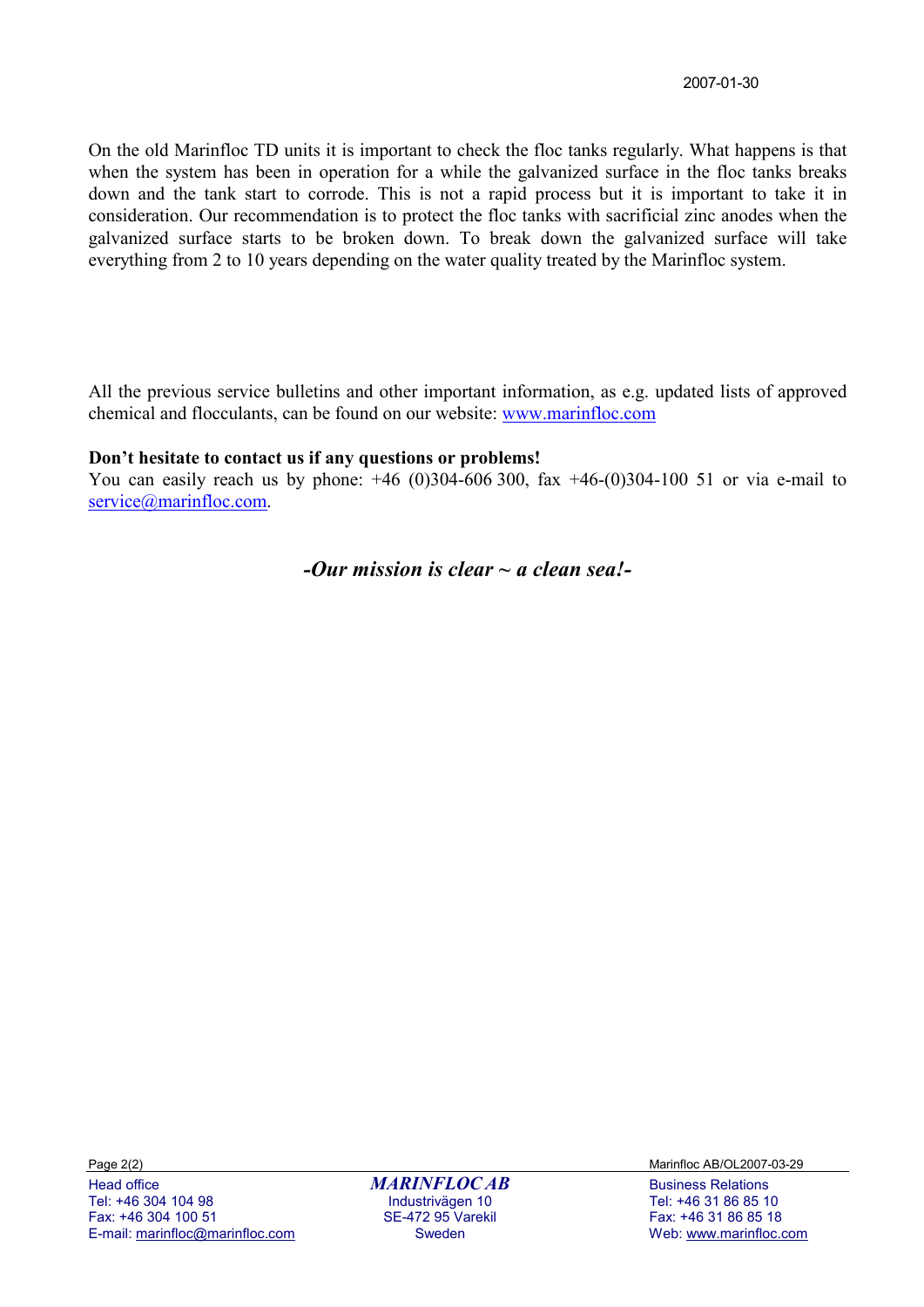2007-01-30

On the old Marinfloc TD units it is important to check the floc tanks regularly. What happens is that when the system has been in operation for a while the galvanized surface in the floc tanks breaks down and the tank start to corrode. This is not a rapid process but it is important to take it in consideration. Our recommendation is to protect the floc tanks with sacrificial zinc anodes when the galvanized surface starts to be broken down. To break down the galvanized surface will take everything from 2 to 10 years depending on the water quality treated by the Marinfloc system.

All the previous service bulletins and other important information, as e.g. updated lists of approved chemical and flocculants, can be found on our website: www.marinfloc.com

**Don't hesitate to contact us if any questions or problems!**
You can easily reach us by phone: +46 (0)304-606 300, fax +46-(0)304-100 51 or via e-mail to service@marinfloc.com.

***-Our mission is clear ~ a clean sea!-***

Marinfloc AB/OL2007-03-29

Head office
Tel: +46 304 104 98
Fax: +46 304 100 51
E-mail: marinfloc@marinfloc.com

***MARINFLOC AB***
Industrivägen 10
SE-472 95 Varekil
Sweden

Business Relations
Tel: +46 31 86 85 10
Fax: +46 31 86 85 18
Web: www.marinfloc.com